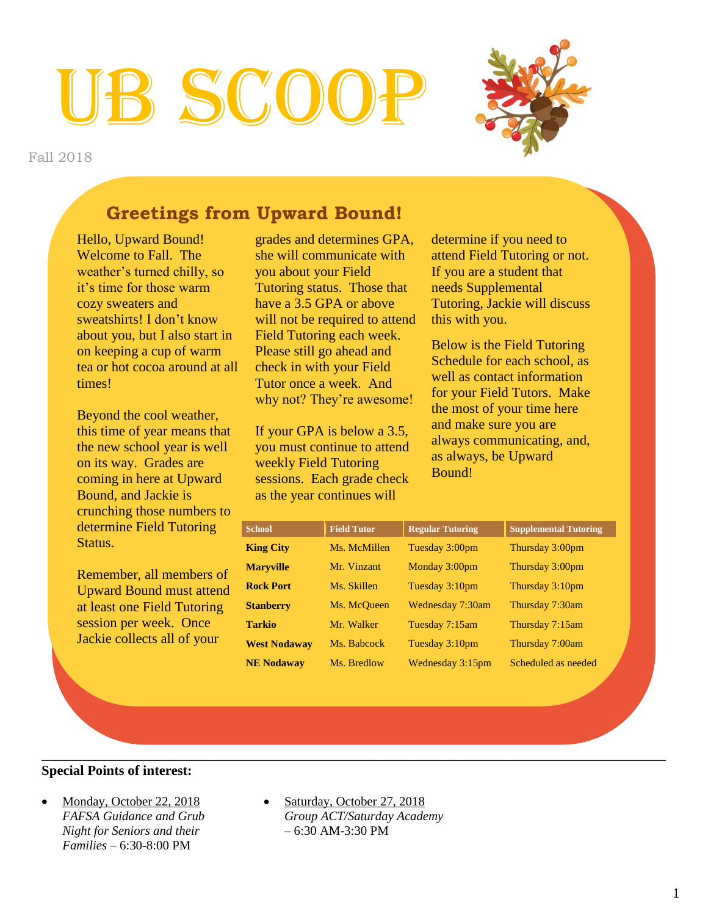# UB SCOOP

Fall 2018

## Greetings from Upward Bound!

Hello, Upward Bound! Welcome to Fall. The weather's turned chilly, so it's time for those warm cozy sweaters and sweatshirts! I don't know about you, but I also start in on keeping a cup of warm tea or hot cocoa around at all times!

Beyond the cool weather, this time of year means that the new school year is well on its way. Grades are coming in here at Upward Bound, and Jackie is crunching those numbers to determine Field Tutoring Status.

Remember, all members of Upward Bound must attend at least one Field Tutoring session per week. Once Jackie collects all of your grades and determines GPA, she will communicate with you about your Field Tutoring status. Those that have a 3.5 GPA or above will not be required to attend Field Tutoring each week. Please still go ahead and check in with your Field Tutor once a week. And why not? They're awesome!

If your GPA is below a 3.5, you must continue to attend weekly Field Tutoring sessions. Each grade check as the year continues will determine if you need to attend Field Tutoring or not. If you are a student that needs Supplemental Tutoring, Jackie will discuss this with you.

Below is the Field Tutoring Schedule for each school, as well as contact information for your Field Tutors. Make the most of your time here and make sure you are always communicating, and, as always, be Upward Bound!

| School | Field Tutor | Regular Tutoring | Supplemental Tutoring |
|---|---|---|---|
| **King City** | Ms. McMillen | Tuesday 3:00pm | Thursday 3:00pm |
| **Maryville** | Mr. Vinzant | Monday 3:00pm | Thursday 3:00pm |
| **Rock Port** | Ms. Skillen | Tuesday 3:10pm | Thursday 3:10pm |
| **Stanberry** | Ms. McQueen | Wednesday 7:30am | Thursday 7:30am |
| **Tarkio** | Mr. Walker | Tuesday 7:15am | Thursday 7:15am |
| **West Nodaway** | Ms. Babcock | Tuesday 3:10pm | Thursday 7:00am |
| **NE Nodaway** | Ms. Bredlow | Wednesday 3:15pm | Scheduled as needed |

---

**Special Points of interest:**

- Monday, October 22, 2018
  *FAFSA Guidance and Grub Night for Seniors and their Families* – 6:30-8:00 PM
- Saturday, October 27, 2018
  *Group ACT/Saturday Academy* – 6:30 AM-3:30 PM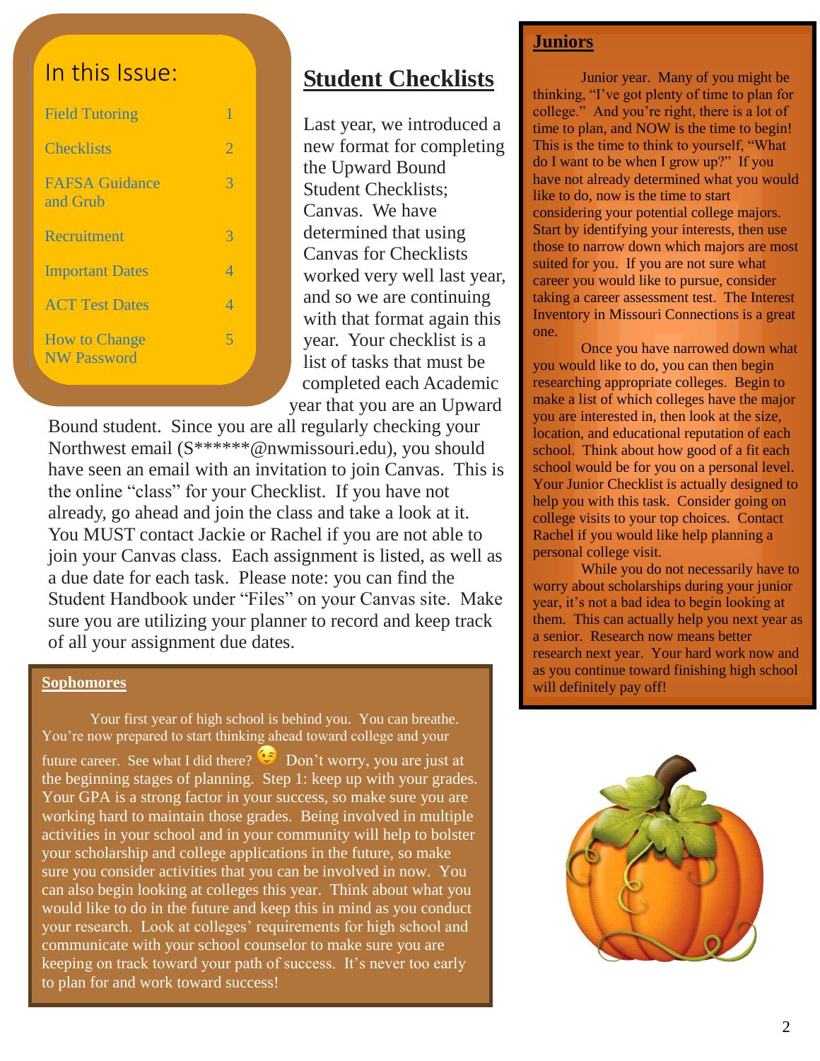## In this Issue:

| | |
|---|---|
| Field Tutoring | 1 |
| Checklists | 2 |
| FAFSA Guidance and Grub | 3 |
| Recruitment | 3 |
| Important Dates | 4 |
| ACT Test Dates | 4 |
| How to Change NW Password | 5 |

# Student Checklists

Last year, we introduced a new format for completing the Upward Bound Student Checklists; Canvas. We have determined that using Canvas for Checklists worked very well last year, and so we are continuing with that format again this year. Your checklist is a list of tasks that must be completed each Academic year that you are an Upward Bound student. Since you are all regularly checking your Northwest email (S******@nwmissouri.edu), you should have seen an email with an invitation to join Canvas. This is the online "class" for your Checklist. If you have not already, go ahead and join the class and take a look at it. You MUST contact Jackie or Rachel if you are not able to join your Canvas class. Each assignment is listed, as well as a due date for each task. Please note: you can find the Student Handbook under "Files" on your Canvas site. Make sure you are utilizing your planner to record and keep track of all your assignment due dates.

## Sophomores

Your first year of high school is behind you. You can breathe. You're now prepared to start thinking ahead toward college and your future career. See what I did there? 😉 Don't worry, you are just at the beginning stages of planning. Step 1: keep up with your grades. Your GPA is a strong factor in your success, so make sure you are working hard to maintain those grades. Being involved in multiple activities in your school and in your community will help to bolster your scholarship and college applications in the future, so make sure you consider activities that you can be involved in now. You can also begin looking at colleges this year. Think about what you would like to do in the future and keep this in mind as you conduct your research. Look at colleges' requirements for high school and communicate with your school counselor to make sure you are keeping on track toward your path of success. It's never too early to plan for and work toward success!

## Juniors

Junior year. Many of you might be thinking, "I've got plenty of time to plan for college." And you're right, there is a lot of time to plan, and NOW is the time to begin! This is the time to think to yourself, "What do I want to be when I grow up?" If you have not already determined what you would like to do, now is the time to start considering your potential college majors. Start by identifying your interests, then use those to narrow down which majors are most suited for you. If you are not sure what career you would like to pursue, consider taking a career assessment test. The Interest Inventory in Missouri Connections is a great one.

Once you have narrowed down what you would like to do, you can then begin researching appropriate colleges. Begin to make a list of which colleges have the major you are interested in, then look at the size, location, and educational reputation of each school. Think about how good of a fit each school would be for you on a personal level. Your Junior Checklist is actually designed to help you with this task. Consider going on college visits to your top choices. Contact Rachel if you would like help planning a personal college visit.

While you do not necessarily have to worry about scholarships during your junior year, it's not a bad idea to begin looking at them. This can actually help you next year as a senior. Research now means better research next year. Your hard work now and as you continue toward finishing high school will definitely pay off!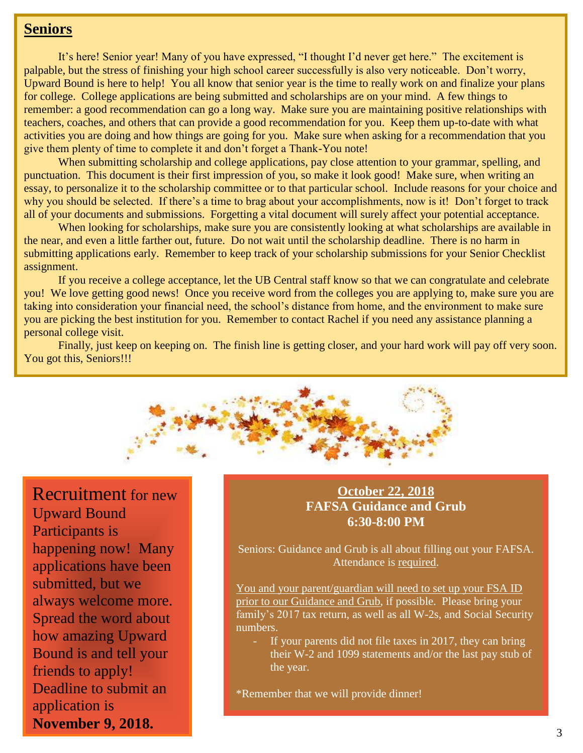## Seniors

It's here! Senior year! Many of you have expressed, "I thought I'd never get here." The excitement is palpable, but the stress of finishing your high school career successfully is also very noticeable. Don't worry, Upward Bound is here to help! You all know that senior year is the time to really work on and finalize your plans for college. College applications are being submitted and scholarships are on your mind. A few things to remember: a good recommendation can go a long way. Make sure you are maintaining positive relationships with teachers, coaches, and others that can provide a good recommendation for you. Keep them up-to-date with what activities you are doing and how things are going for you. Make sure when asking for a recommendation that you give them plenty of time to complete it and don't forget a Thank-You note!

When submitting scholarship and college applications, pay close attention to your grammar, spelling, and punctuation. This document is their first impression of you, so make it look good! Make sure, when writing an essay, to personalize it to the scholarship committee or to that particular school. Include reasons for your choice and why you should be selected. If there's a time to brag about your accomplishments, now is it! Don't forget to track all of your documents and submissions. Forgetting a vital document will surely affect your potential acceptance.

When looking for scholarships, make sure you are consistently looking at what scholarships are available in the near, and even a little farther out, future. Do not wait until the scholarship deadline. There is no harm in submitting applications early. Remember to keep track of your scholarship submissions for your Senior Checklist assignment.

If you receive a college acceptance, let the UB Central staff know so that we can congratulate and celebrate you! We love getting good news! Once you receive word from the colleges you are applying to, make sure you are taking into consideration your financial need, the school's distance from home, and the environment to make sure you are picking the best institution for you. Remember to contact Rachel if you need any assistance planning a personal college visit.

Finally, just keep on keeping on. The finish line is getting closer, and your hard work will pay off very soon. You got this, Seniors!!!

Recruitment for new Upward Bound Participants is happening now! Many applications have been submitted, but we always welcome more. Spread the word about how amazing Upward Bound is and tell your friends to apply! Deadline to submit an application is **November 9, 2018.**

**October 22, 2018**
**FAFSA Guidance and Grub**
**6:30-8:00 PM**

Seniors: Guidance and Grub is all about filling out your FAFSA. Attendance is required.

You and your parent/guardian will need to set up your FSA ID prior to our Guidance and Grub, if possible. Please bring your family's 2017 tax return, as well as all W-2s, and Social Security numbers.

- If your parents did not file taxes in 2017, they can bring their W-2 and 1099 statements and/or the last pay stub of the year.

*Remember that we will provide dinner!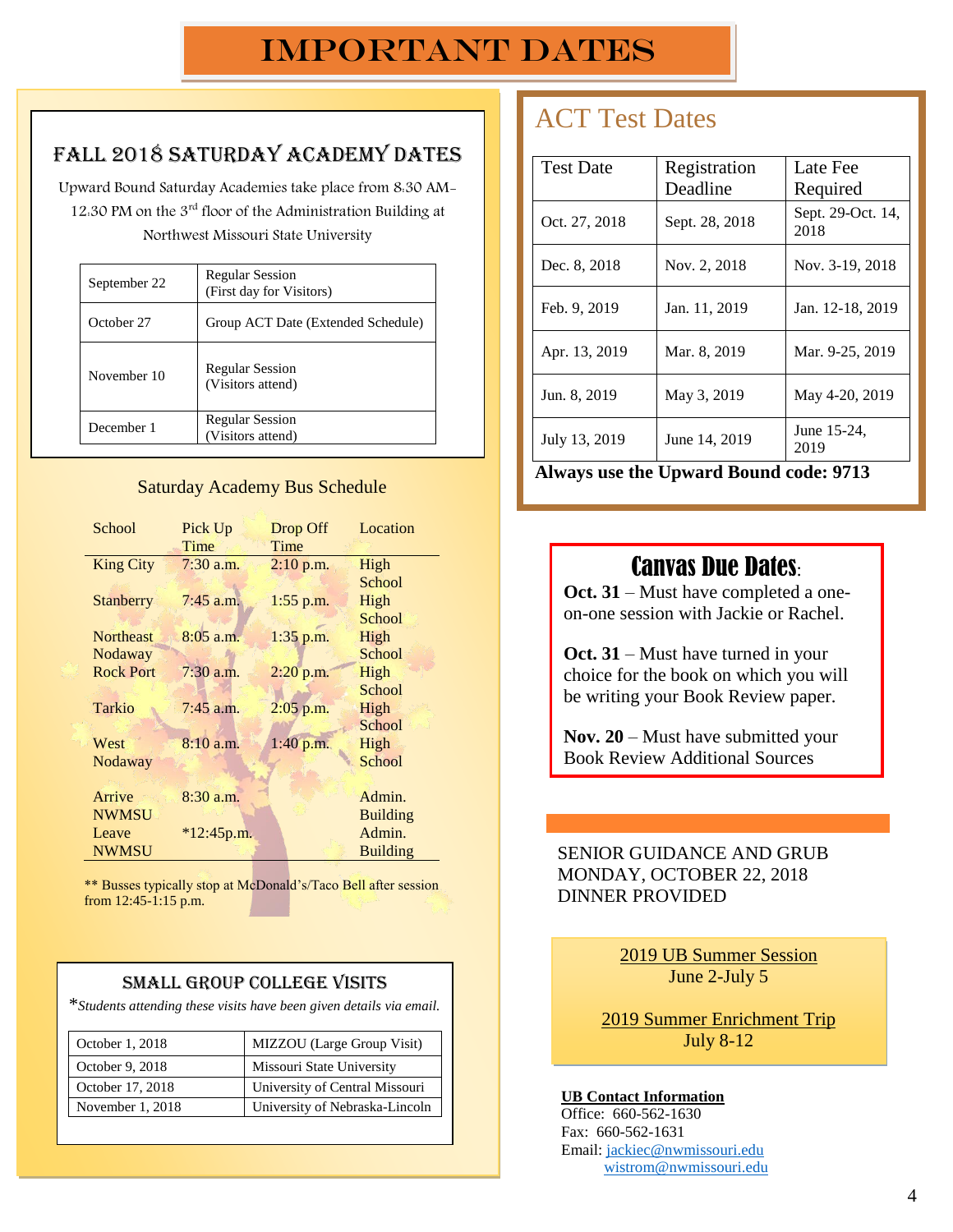# IMPORTANT DATES

## FALL 2018 SATURDAY ACADEMY DATES

Upward Bound Saturday Academies take place from 8:30 AM-12:30 PM on the 3rd floor of the Administration Building at Northwest Missouri State University

| Date | Session |
|---|---|
| September 22 | Regular Session (First day for Visitors) |
| October 27 | Group ACT Date (Extended Schedule) |
| November 10 | Regular Session (Visitors attend) |
| December 1 | Regular Session (Visitors attend) |

### Saturday Academy Bus Schedule

| School | Pick Up Time | Drop Off Time | Location |
|---|---|---|---|
| King City | 7:30 a.m. | 2:10 p.m. | High School |
| Stanberry | 7:45 a.m. | 1:55 p.m. | High School |
| Northeast Nodaway | 8:05 a.m. | 1:35 p.m. | High School |
| Rock Port | 7:30 a.m. | 2:20 p.m. | High School |
| Tarkio | 7:45 a.m. | 2:05 p.m. | High School |
| West Nodaway | 8:10 a.m. | 1:40 p.m. | High School |
| Arrive NWMSU | 8:30 a.m. | | Admin. Building |
| Leave NWMSU | *12:45p.m. | | Admin. Building |

** Busses typically stop at McDonald's/Taco Bell after session from 12:45-1:15 p.m.

### SMALL GROUP COLLEGE VISITS

*\*Students attending these visits have been given details via email.*

| Date | Visit |
|---|---|
| October 1, 2018 | MIZZOU (Large Group Visit) |
| October 9, 2018 | Missouri State University |
| October 17, 2018 | University of Central Missouri |
| November 1, 2018 | University of Nebraska-Lincoln |

## ACT Test Dates

| Test Date | Registration Deadline | Late Fee Required |
|---|---|---|
| Oct. 27, 2018 | Sept. 28, 2018 | Sept. 29-Oct. 14, 2018 |
| Dec. 8, 2018 | Nov. 2, 2018 | Nov. 3-19, 2018 |
| Feb. 9, 2019 | Jan. 11, 2019 | Jan. 12-18, 2019 |
| Apr. 13, 2019 | Mar. 8, 2019 | Mar. 9-25, 2019 |
| Jun. 8, 2019 | May 3, 2019 | May 4-20, 2019 |
| July 13, 2019 | June 14, 2019 | June 15-24, 2019 |

**Always use the Upward Bound code: 9713**

## Canvas Due Dates:

**Oct. 31** – Must have completed a one-on-one session with Jackie or Rachel.

**Oct. 31** – Must have turned in your choice for the book on which you will be writing your Book Review paper.

**Nov. 20** – Must have submitted your Book Review Additional Sources

SENIOR GUIDANCE AND GRUB
MONDAY, OCTOBER 22, 2018
DINNER PROVIDED

2019 UB Summer Session
June 2-July 5

2019 Summer Enrichment Trip
July 8-12

**UB Contact Information**
Office: 660-562-1630
Fax: 660-562-1631
Email: jackiec@nwmissouri.edu
wistrom@nwmissouri.edu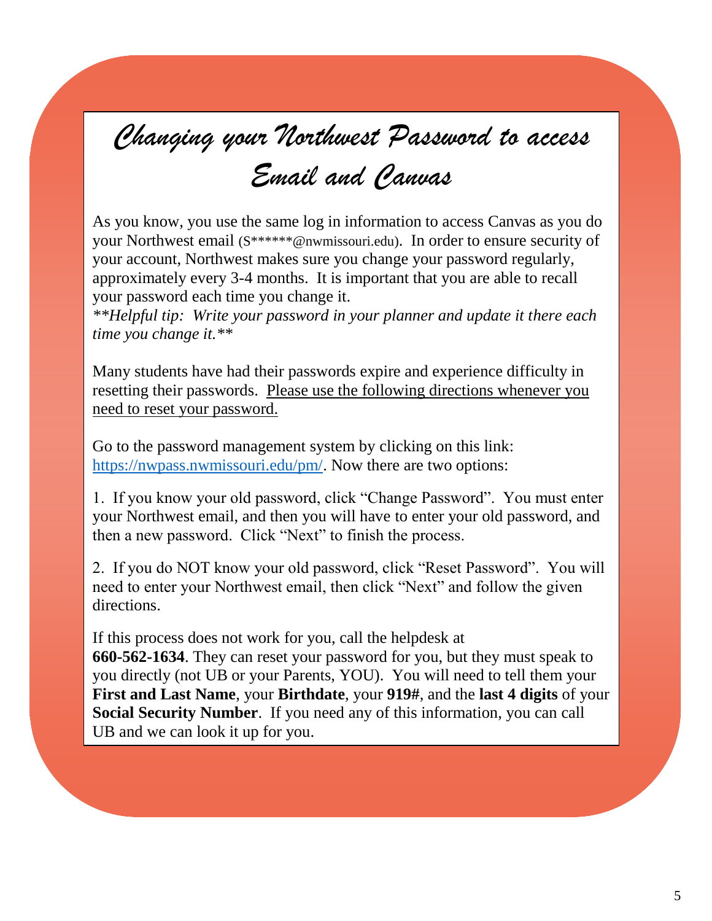# Changing your Northwest Password to access Email and Canvas

As you know, you use the same log in information to access Canvas as you do your Northwest email (S******@nwmissouri.edu). In order to ensure security of your account, Northwest makes sure you change your password regularly, approximately every 3-4 months. It is important that you are able to recall your password each time you change it.
*\**Helpful tip: Write your password in your planner and update it there each time you change it.\*\**

Many students have had their passwords expire and experience difficulty in resetting their passwords. <u>Please use the following directions whenever you need to reset your password.</u>

Go to the password management system by clicking on this link: [https://nwpass.nwmissouri.edu/pm/](https://nwpass.nwmissouri.edu/pm/). Now there are two options:

1. If you know your old password, click "Change Password". You must enter your Northwest email, and then you will have to enter your old password, and then a new password. Click "Next" to finish the process.

2. If you do NOT know your old password, click "Reset Password". You will need to enter your Northwest email, then click "Next" and follow the given directions.

If this process does not work for you, call the helpdesk at **660-562-1634**. They can reset your password for you, but they must speak to you directly (not UB or your Parents, YOU). You will need to tell them your **First and Last Name**, your **Birthdate**, your **919#**, and the **last 4 digits** of your **Social Security Number**. If you need any of this information, you can call UB and we can look it up for you.